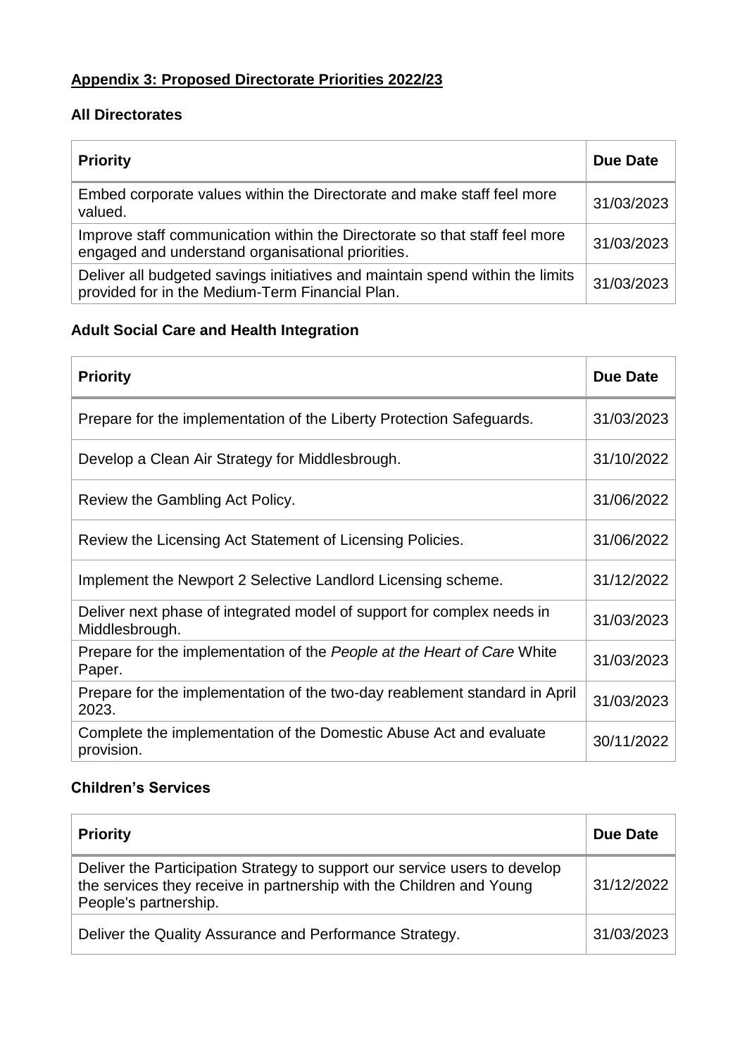**Appendix 3: Proposed Directorate Priorities 2022/23**

**All Directorates**

| **Priority** | **Due Date** |
|---|---|
| Embed corporate values within the Directorate and make staff feel more valued. | 31/03/2023 |
| Improve staff communication within the Directorate so that staff feel more engaged and understand organisational priorities. | 31/03/2023 |
| Deliver all budgeted savings initiatives and maintain spend within the limits provided for in the Medium-Term Financial Plan. | 31/03/2023 |

**Adult Social Care and Health Integration**

| **Priority** | **Due Date** |
|---|---|
| Prepare for the implementation of the Liberty Protection Safeguards. | 31/03/2023 |
| Develop a Clean Air Strategy for Middlesbrough. | 31/10/2022 |
| Review the Gambling Act Policy. | 31/06/2022 |
| Review the Licensing Act Statement of Licensing Policies. | 31/06/2022 |
| Implement the Newport 2 Selective Landlord Licensing scheme. | 31/12/2022 |
| Deliver next phase of integrated model of support for complex needs in Middlesbrough. | 31/03/2023 |
| Prepare for the implementation of the *People at the Heart of Care* White Paper. | 31/03/2023 |
| Prepare for the implementation of the two-day reablement standard in April 2023. | 31/03/2023 |
| Complete the implementation of the Domestic Abuse Act and evaluate provision. | 30/11/2022 |

**Children's Services**

| **Priority** | **Due Date** |
|---|---|
| Deliver the Participation Strategy to support our service users to develop the services they receive in partnership with the Children and Young People's partnership. | 31/12/2022 |
| Deliver the Quality Assurance and Performance Strategy. | 31/03/2023 |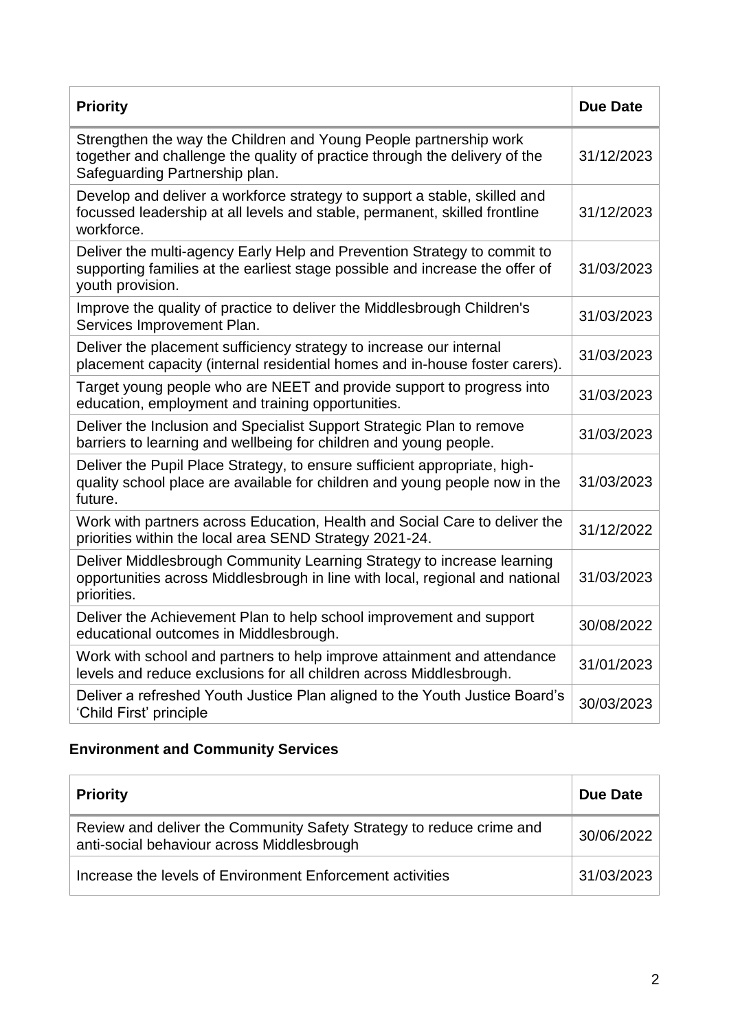| Priority | Due Date |
|---|---|
| Strengthen the way the Children and Young People partnership work together and challenge the quality of practice through the delivery of the Safeguarding Partnership plan. | 31/12/2023 |
| Develop and deliver a workforce strategy to support a stable, skilled and focussed leadership at all levels and stable, permanent, skilled frontline workforce. | 31/12/2023 |
| Deliver the multi-agency Early Help and Prevention Strategy to commit to supporting families at the earliest stage possible and increase the offer of youth provision. | 31/03/2023 |
| Improve the quality of practice to deliver the Middlesbrough Children's Services Improvement Plan. | 31/03/2023 |
| Deliver the placement sufficiency strategy to increase our internal placement capacity (internal residential homes and in-house foster carers). | 31/03/2023 |
| Target young people who are NEET and provide support to progress into education, employment and training opportunities. | 31/03/2023 |
| Deliver the Inclusion and Specialist Support Strategic Plan to remove barriers to learning and wellbeing for children and young people. | 31/03/2023 |
| Deliver the Pupil Place Strategy, to ensure sufficient appropriate, high-quality school place are available for children and young people now in the future. | 31/03/2023 |
| Work with partners across Education, Health and Social Care to deliver the priorities within the local area SEND Strategy 2021-24. | 31/12/2022 |
| Deliver Middlesbrough Community Learning Strategy to increase learning opportunities across Middlesbrough in line with local, regional and national priorities. | 31/03/2023 |
| Deliver the Achievement Plan to help school improvement and support educational outcomes in Middlesbrough. | 30/08/2022 |
| Work with school and partners to help improve attainment and attendance levels and reduce exclusions for all children across Middlesbrough. | 31/01/2023 |
| Deliver a refreshed Youth Justice Plan aligned to the Youth Justice Board's 'Child First' principle | 30/03/2023 |

## Environment and Community Services

| Priority | Due Date |
|---|---|
| Review and deliver the Community Safety Strategy to reduce crime and anti-social behaviour across Middlesbrough | 30/06/2022 |
| Increase the levels of Environment Enforcement activities | 31/03/2023 |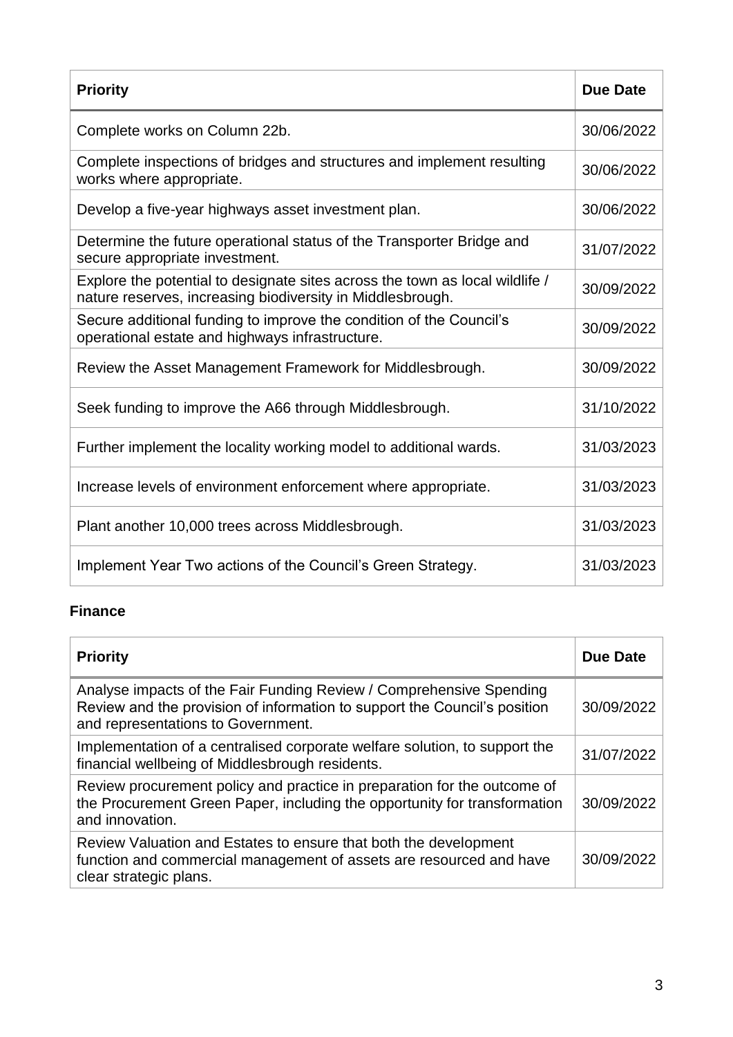| Priority | Due Date |
|---|---|
| Complete works on Column 22b. | 30/06/2022 |
| Complete inspections of bridges and structures and implement resulting works where appropriate. | 30/06/2022 |
| Develop a five-year highways asset investment plan. | 30/06/2022 |
| Determine the future operational status of the Transporter Bridge and secure appropriate investment. | 31/07/2022 |
| Explore the potential to designate sites across the town as local wildlife / nature reserves, increasing biodiversity in Middlesbrough. | 30/09/2022 |
| Secure additional funding to improve the condition of the Council's operational estate and highways infrastructure. | 30/09/2022 |
| Review the Asset Management Framework for Middlesbrough. | 30/09/2022 |
| Seek funding to improve the A66 through Middlesbrough. | 31/10/2022 |
| Further implement the locality working model to additional wards. | 31/03/2023 |
| Increase levels of environment enforcement where appropriate. | 31/03/2023 |
| Plant another 10,000 trees across Middlesbrough. | 31/03/2023 |
| Implement Year Two actions of the Council's Green Strategy. | 31/03/2023 |

**Finance**

| Priority | Due Date |
|---|---|
| Analyse impacts of the Fair Funding Review / Comprehensive Spending Review and the provision of information to support the Council's position and representations to Government. | 30/09/2022 |
| Implementation of a centralised corporate welfare solution, to support the financial wellbeing of Middlesbrough residents. | 31/07/2022 |
| Review procurement policy and practice in preparation for the outcome of the Procurement Green Paper, including the opportunity for transformation and innovation. | 30/09/2022 |
| Review Valuation and Estates to ensure that both the development function and commercial management of assets are resourced and have clear strategic plans. | 30/09/2022 |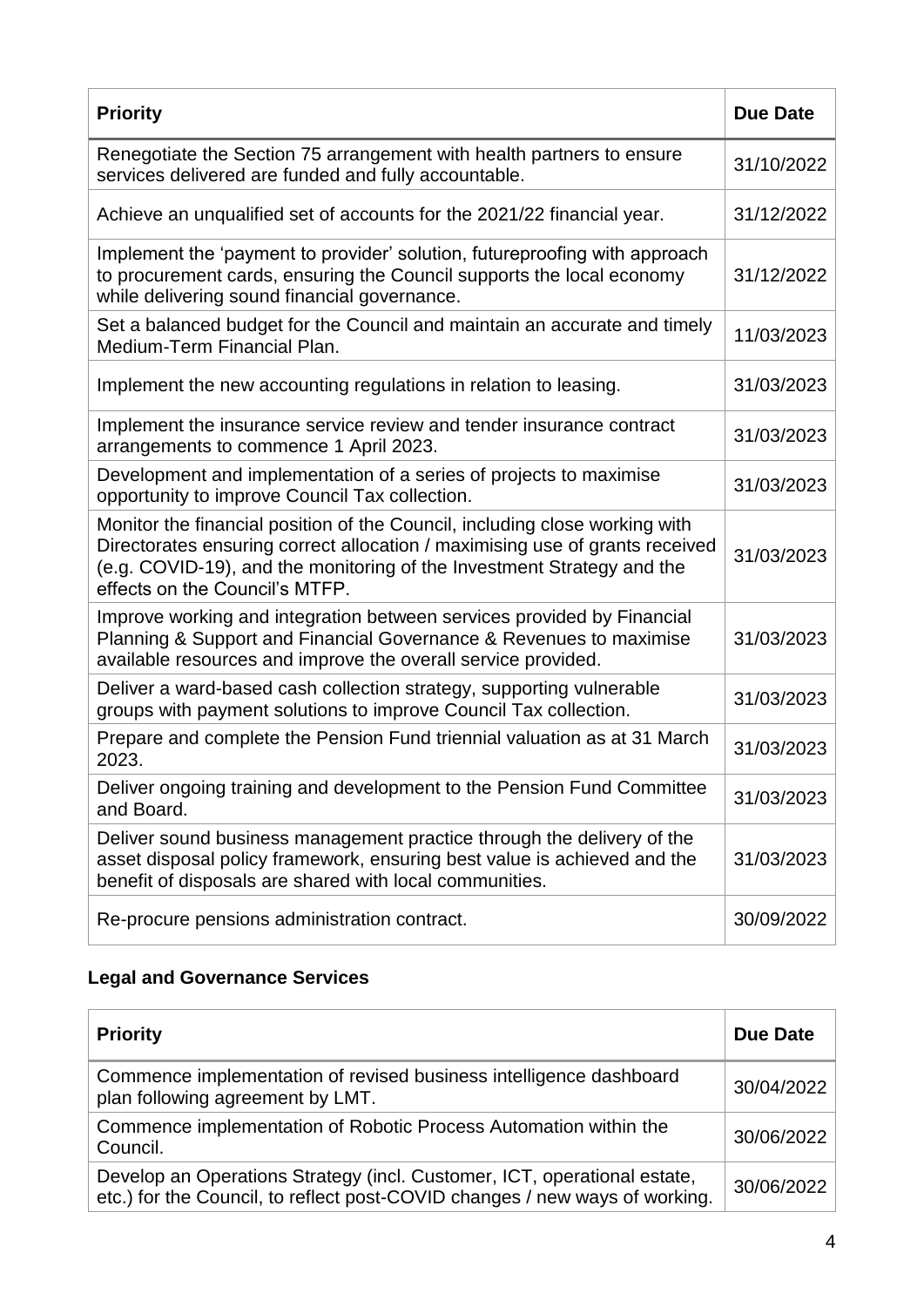| Priority | Due Date |
|---|---|
| Renegotiate the Section 75 arrangement with health partners to ensure services delivered are funded and fully accountable. | 31/10/2022 |
| Achieve an unqualified set of accounts for the 2021/22 financial year. | 31/12/2022 |
| Implement the 'payment to provider' solution, futureproofing with approach to procurement cards, ensuring the Council supports the local economy while delivering sound financial governance. | 31/12/2022 |
| Set a balanced budget for the Council and maintain an accurate and timely Medium-Term Financial Plan. | 11/03/2023 |
| Implement the new accounting regulations in relation to leasing. | 31/03/2023 |
| Implement the insurance service review and tender insurance contract arrangements to commence 1 April 2023. | 31/03/2023 |
| Development and implementation of a series of projects to maximise opportunity to improve Council Tax collection. | 31/03/2023 |
| Monitor the financial position of the Council, including close working with Directorates ensuring correct allocation / maximising use of grants received (e.g. COVID-19), and the monitoring of the Investment Strategy and the effects on the Council's MTFP. | 31/03/2023 |
| Improve working and integration between services provided by Financial Planning & Support and Financial Governance & Revenues to maximise available resources and improve the overall service provided. | 31/03/2023 |
| Deliver a ward-based cash collection strategy, supporting vulnerable groups with payment solutions to improve Council Tax collection. | 31/03/2023 |
| Prepare and complete the Pension Fund triennial valuation as at 31 March 2023. | 31/03/2023 |
| Deliver ongoing training and development to the Pension Fund Committee and Board. | 31/03/2023 |
| Deliver sound business management practice through the delivery of the asset disposal policy framework, ensuring best value is achieved and the benefit of disposals are shared with local communities. | 31/03/2023 |
| Re-procure pensions administration contract. | 30/09/2022 |

### Legal and Governance Services

| Priority | Due Date |
|---|---|
| Commence implementation of revised business intelligence dashboard plan following agreement by LMT. | 30/04/2022 |
| Commence implementation of Robotic Process Automation within the Council. | 30/06/2022 |
| Develop an Operations Strategy (incl. Customer, ICT, operational estate, etc.) for the Council, to reflect post-COVID changes / new ways of working. | 30/06/2022 |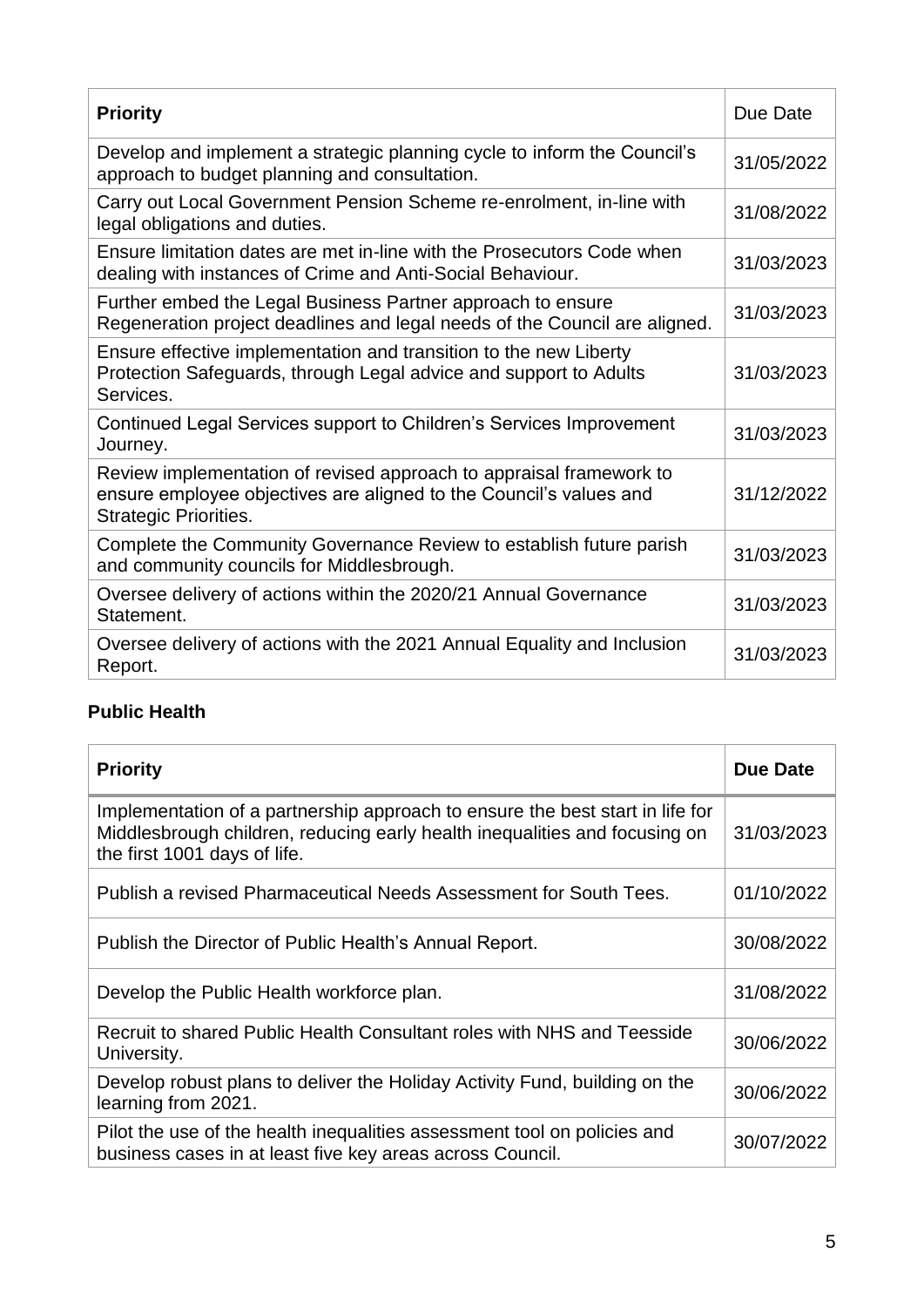| **Priority** | Due Date |
| --- | --- |
| Develop and implement a strategic planning cycle to inform the Council's approach to budget planning and consultation. | 31/05/2022 |
| Carry out Local Government Pension Scheme re-enrolment, in-line with legal obligations and duties. | 31/08/2022 |
| Ensure limitation dates are met in-line with the Prosecutors Code when dealing with instances of Crime and Anti-Social Behaviour. | 31/03/2023 |
| Further embed the Legal Business Partner approach to ensure Regeneration project deadlines and legal needs of the Council are aligned. | 31/03/2023 |
| Ensure effective implementation and transition to the new Liberty Protection Safeguards, through Legal advice and support to Adults Services. | 31/03/2023 |
| Continued Legal Services support to Children's Services Improvement Journey. | 31/03/2023 |
| Review implementation of revised approach to appraisal framework to ensure employee objectives are aligned to the Council's values and Strategic Priorities. | 31/12/2022 |
| Complete the Community Governance Review to establish future parish and community councils for Middlesbrough. | 31/03/2023 |
| Oversee delivery of actions within the 2020/21 Annual Governance Statement. | 31/03/2023 |
| Oversee delivery of actions with the 2021 Annual Equality and Inclusion Report. | 31/03/2023 |

### Public Health

| **Priority** | **Due Date** |
| --- | --- |
| Implementation of a partnership approach to ensure the best start in life for Middlesbrough children, reducing early health inequalities and focusing on the first 1001 days of life. | 31/03/2023 |
| Publish a revised Pharmaceutical Needs Assessment for South Tees. | 01/10/2022 |
| Publish the Director of Public Health's Annual Report. | 30/08/2022 |
| Develop the Public Health workforce plan. | 31/08/2022 |
| Recruit to shared Public Health Consultant roles with NHS and Teesside University. | 30/06/2022 |
| Develop robust plans to deliver the Holiday Activity Fund, building on the learning from 2021. | 30/06/2022 |
| Pilot the use of the health inequalities assessment tool on policies and business cases in at least five key areas across Council. | 30/07/2022 |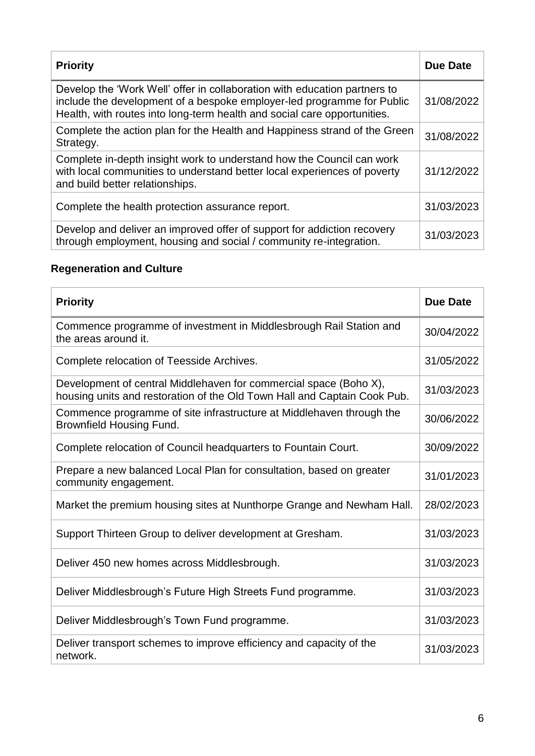| Priority | Due Date |
| --- | --- |
| Develop the 'Work Well' offer in collaboration with education partners to include the development of a bespoke employer-led programme for Public Health, with routes into long-term health and social care opportunities. | 31/08/2022 |
| Complete the action plan for the Health and Happiness strand of the Green Strategy. | 31/08/2022 |
| Complete in-depth insight work to understand how the Council can work with local communities to understand better local experiences of poverty and build better relationships. | 31/12/2022 |
| Complete the health protection assurance report. | 31/03/2023 |
| Develop and deliver an improved offer of support for addiction recovery through employment, housing and social / community re-integration. | 31/03/2023 |

### Regeneration and Culture

| Priority | Due Date |
| --- | --- |
| Commence programme of investment in Middlesbrough Rail Station and the areas around it. | 30/04/2022 |
| Complete relocation of Teesside Archives. | 31/05/2022 |
| Development of central Middlehaven for commercial space (Boho X), housing units and restoration of the Old Town Hall and Captain Cook Pub. | 31/03/2023 |
| Commence programme of site infrastructure at Middlehaven through the Brownfield Housing Fund. | 30/06/2022 |
| Complete relocation of Council headquarters to Fountain Court. | 30/09/2022 |
| Prepare a new balanced Local Plan for consultation, based on greater community engagement. | 31/01/2023 |
| Market the premium housing sites at Nunthorpe Grange and Newham Hall. | 28/02/2023 |
| Support Thirteen Group to deliver development at Gresham. | 31/03/2023 |
| Deliver 450 new homes across Middlesbrough. | 31/03/2023 |
| Deliver Middlesbrough's Future High Streets Fund programme. | 31/03/2023 |
| Deliver Middlesbrough's Town Fund programme. | 31/03/2023 |
| Deliver transport schemes to improve efficiency and capacity of the network. | 31/03/2023 |